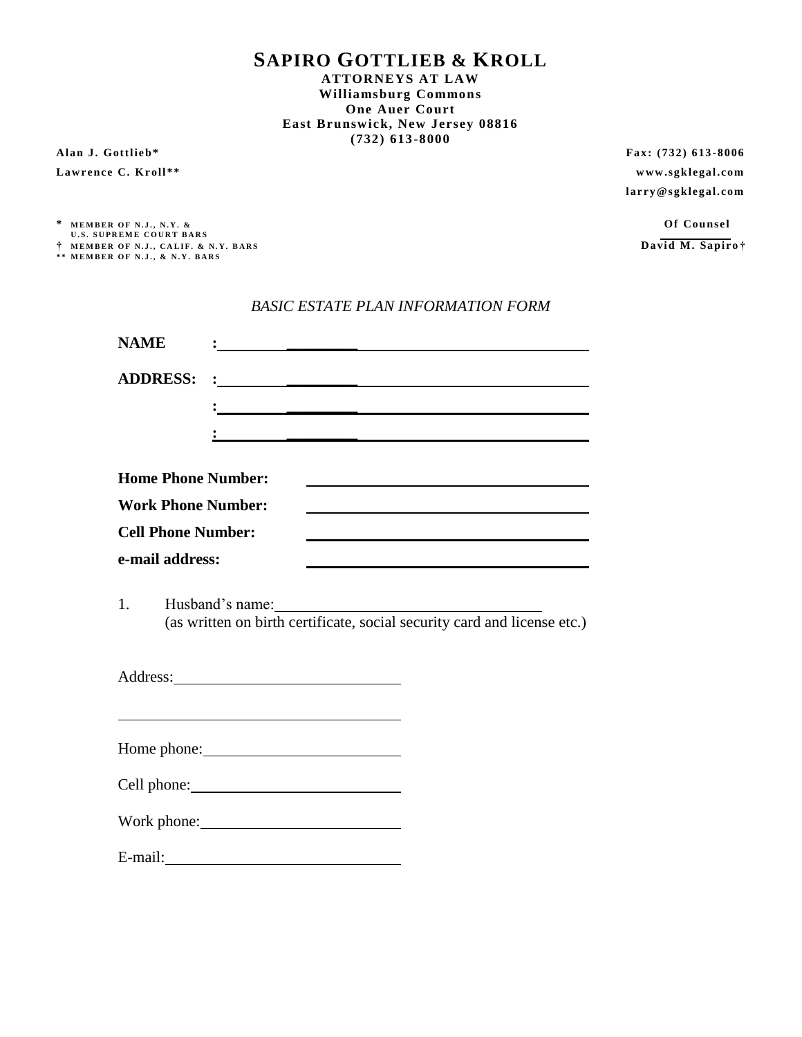# SAPIRO GOTTLIEB & KROLL

**ATTORNEYS AT LAW**
**Williamsburg Commons**
**One Auer Court**
**East Brunswick, New Jersey 08816**
**(732) 613-8000**

**Alan J. Gottlieb*** 
**Lawrence C. Kroll****

**Fax: (732) 613-8006**
**www.sgklegal.com**
**larry@sgklegal.com**

\* MEMBER OF N.J., N.Y. & U.S. SUPREME COURT BARS
† MEMBER OF N.J., CALIF. & N.Y. BARS
** MEMBER OF N.J., & N.Y. BARS

**Of Counsel**
**David M. Sapiro†**

*BASIC ESTATE PLAN INFORMATION FORM*

**NAME** : ______________________________

**ADDRESS:** : ______________________________

: ______________________________

: ______________________________

**Home Phone Number:** ______________________________

**Work Phone Number:** ______________________________

**Cell Phone Number:** ______________________________

**e-mail address:** ______________________________

1. Husband's name: ______________________________
   (as written on birth certificate, social security card and license etc.)

Address: ______________________________

______________________________

Home phone: ______________________________

Cell phone: ______________________________

Work phone: ______________________________

E-mail: ______________________________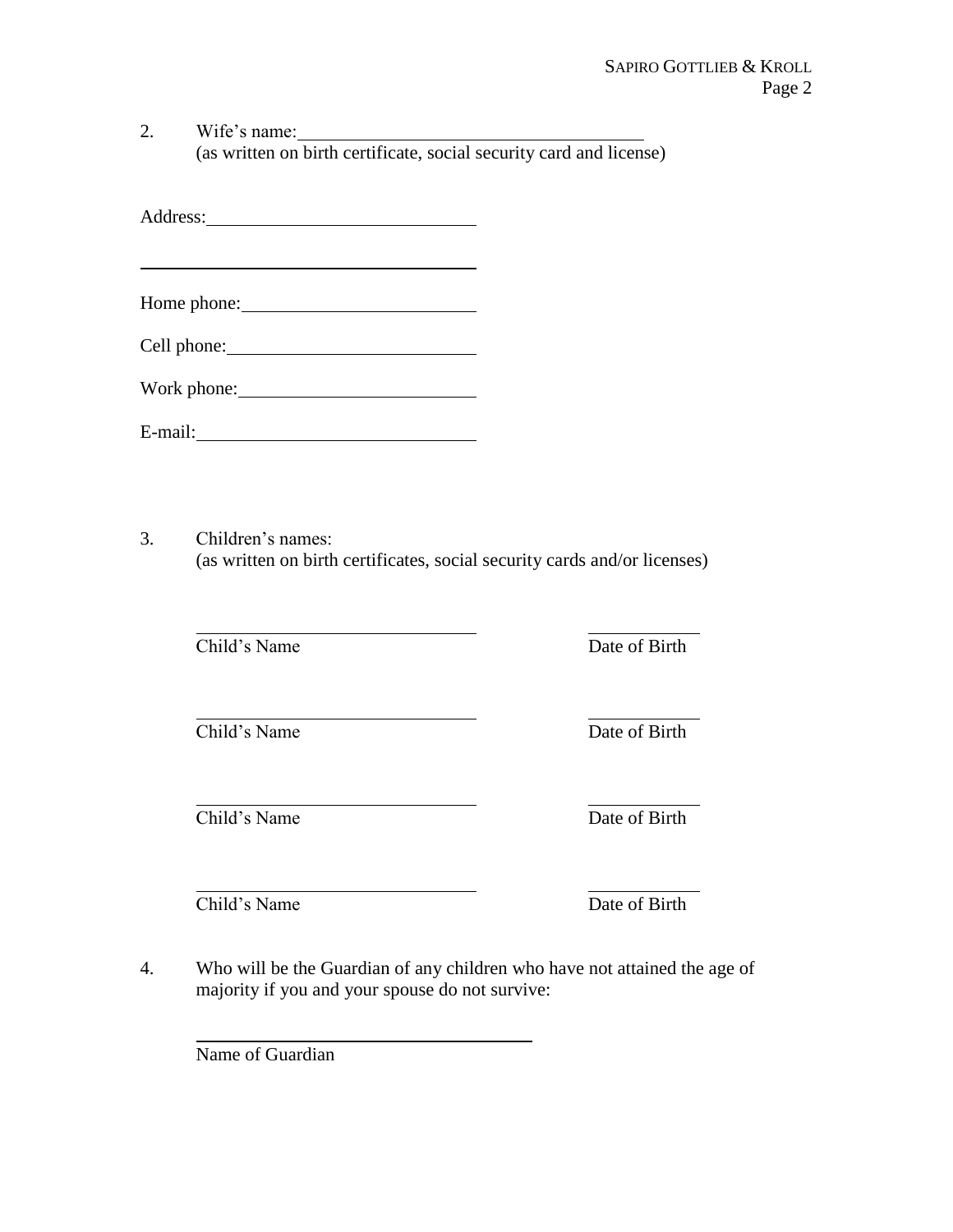2. Wife's name: ______________________________________
(as written on birth certificate, social security card and license)

Address: ______________________________

______________________________________

Home phone: __________________________

Cell phone: ___________________________

Work phone: __________________________

E-mail: _______________________________

3. Children's names:
(as written on birth certificates, social security cards and/or licenses)

______________________________ ____________
Child's Name Date of Birth

______________________________ ____________
Child's Name Date of Birth

______________________________ ____________
Child's Name Date of Birth

______________________________ ____________
Child's Name Date of Birth

4. Who will be the Guardian of any children who have not attained the age of majority if you and your spouse do not survive:

______________________________________
Name of Guardian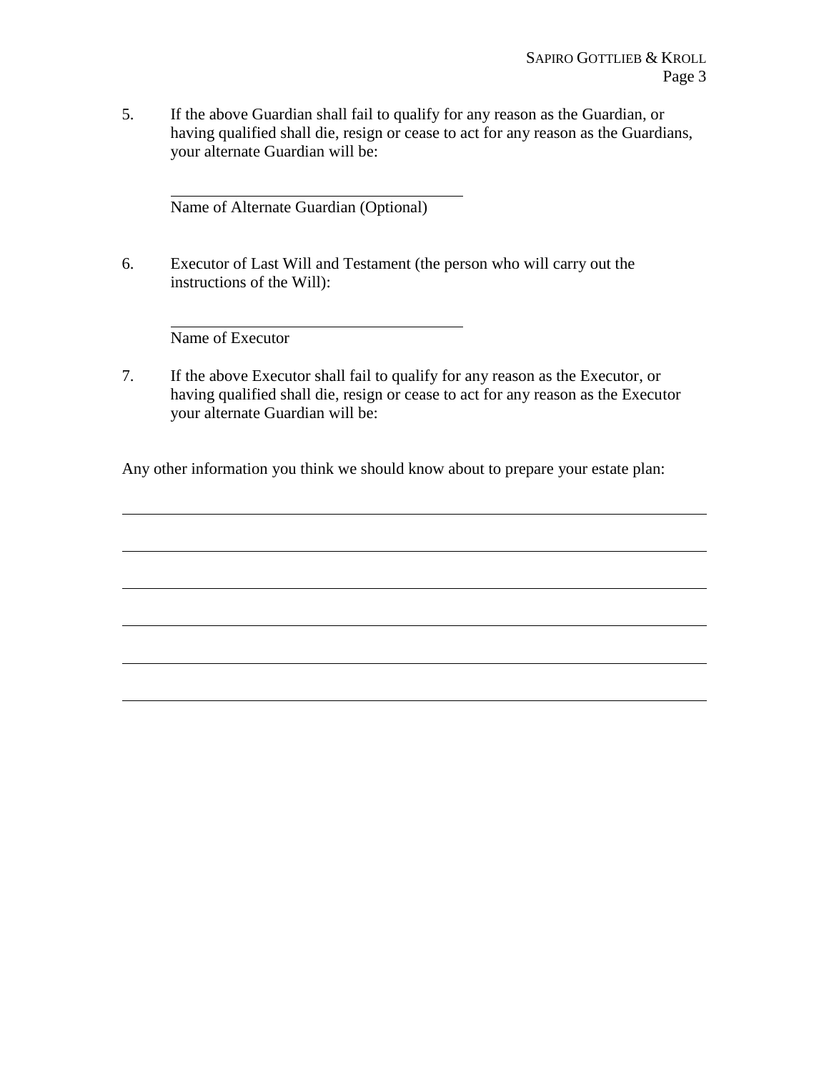5. If the above Guardian shall fail to qualify for any reason as the Guardian, or having qualified shall die, resign or cease to act for any reason as the Guardians, your alternate Guardian will be:

\_\_\_\_\_\_\_\_\_\_\_\_\_\_\_\_\_\_\_\_\_\_\_\_\_\_\_\_\_\_\_\_\_\_\_\_
Name of Alternate Guardian (Optional)

6. Executor of Last Will and Testament (the person who will carry out the instructions of the Will):

\_\_\_\_\_\_\_\_\_\_\_\_\_\_\_\_\_\_\_\_\_\_\_\_\_\_\_\_\_\_\_\_\_\_\_\_
Name of Executor

7. If the above Executor shall fail to qualify for any reason as the Executor, or having qualified shall die, resign or cease to act for any reason as the Executor your alternate Guardian will be:

Any other information you think we should know about to prepare your estate plan:

\_\_\_\_\_\_\_\_\_\_\_\_\_\_\_\_\_\_\_\_\_\_\_\_\_\_\_\_\_\_\_\_\_\_\_\_\_\_\_\_\_\_\_\_\_\_\_\_\_\_\_\_\_\_\_\_\_\_\_\_\_\_\_\_\_\_\_\_\_\_

\_\_\_\_\_\_\_\_\_\_\_\_\_\_\_\_\_\_\_\_\_\_\_\_\_\_\_\_\_\_\_\_\_\_\_\_\_\_\_\_\_\_\_\_\_\_\_\_\_\_\_\_\_\_\_\_\_\_\_\_\_\_\_\_\_\_\_\_\_\_

\_\_\_\_\_\_\_\_\_\_\_\_\_\_\_\_\_\_\_\_\_\_\_\_\_\_\_\_\_\_\_\_\_\_\_\_\_\_\_\_\_\_\_\_\_\_\_\_\_\_\_\_\_\_\_\_\_\_\_\_\_\_\_\_\_\_\_\_\_\_

\_\_\_\_\_\_\_\_\_\_\_\_\_\_\_\_\_\_\_\_\_\_\_\_\_\_\_\_\_\_\_\_\_\_\_\_\_\_\_\_\_\_\_\_\_\_\_\_\_\_\_\_\_\_\_\_\_\_\_\_\_\_\_\_\_\_\_\_\_\_

\_\_\_\_\_\_\_\_\_\_\_\_\_\_\_\_\_\_\_\_\_\_\_\_\_\_\_\_\_\_\_\_\_\_\_\_\_\_\_\_\_\_\_\_\_\_\_\_\_\_\_\_\_\_\_\_\_\_\_\_\_\_\_\_\_\_\_\_\_\_

\_\_\_\_\_\_\_\_\_\_\_\_\_\_\_\_\_\_\_\_\_\_\_\_\_\_\_\_\_\_\_\_\_\_\_\_\_\_\_\_\_\_\_\_\_\_\_\_\_\_\_\_\_\_\_\_\_\_\_\_\_\_\_\_\_\_\_\_\_\_